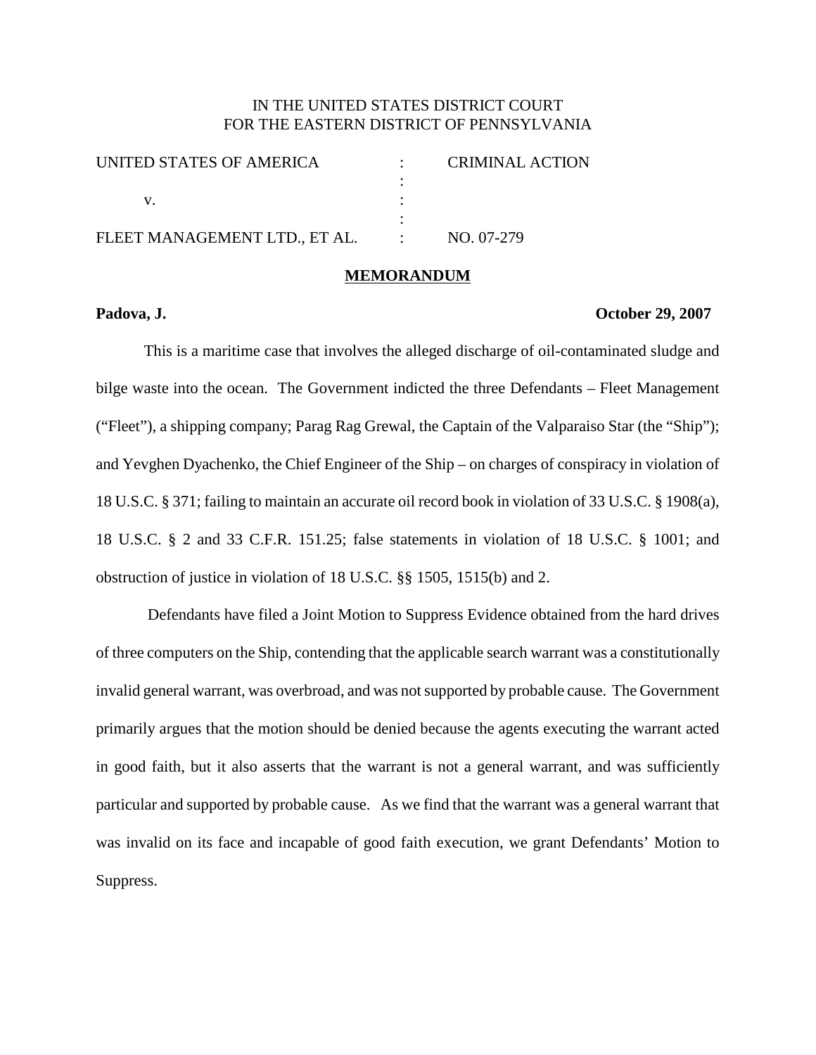IN THE UNITED STATES DISTRICT COURT
FOR THE EASTERN DISTRICT OF PENNSYLVANIA

| | | |
|---|---|---|
| UNITED STATES OF AMERICA | : | CRIMINAL ACTION |
| | : | |
| v. | : | |
| | : | |
| FLEET MANAGEMENT LTD., ET AL. | : | NO. 07-279 |

## MEMORANDUM

**Padova, J.** **October 29, 2007**

This is a maritime case that involves the alleged discharge of oil-contaminated sludge and bilge waste into the ocean. The Government indicted the three Defendants – Fleet Management ("Fleet"), a shipping company; Parag Rag Grewal, the Captain of the Valparaiso Star (the "Ship"); and Yevghen Dyachenko, the Chief Engineer of the Ship – on charges of conspiracy in violation of 18 U.S.C. § 371; failing to maintain an accurate oil record book in violation of 33 U.S.C. § 1908(a), 18 U.S.C. § 2 and 33 C.F.R. 151.25; false statements in violation of 18 U.S.C. § 1001; and obstruction of justice in violation of 18 U.S.C. §§ 1505, 1515(b) and 2.

Defendants have filed a Joint Motion to Suppress Evidence obtained from the hard drives of three computers on the Ship, contending that the applicable search warrant was a constitutionally invalid general warrant, was overbroad, and was not supported by probable cause. The Government primarily argues that the motion should be denied because the agents executing the warrant acted in good faith, but it also asserts that the warrant is not a general warrant, and was sufficiently particular and supported by probable cause. As we find that the warrant was a general warrant that was invalid on its face and incapable of good faith execution, we grant Defendants' Motion to Suppress.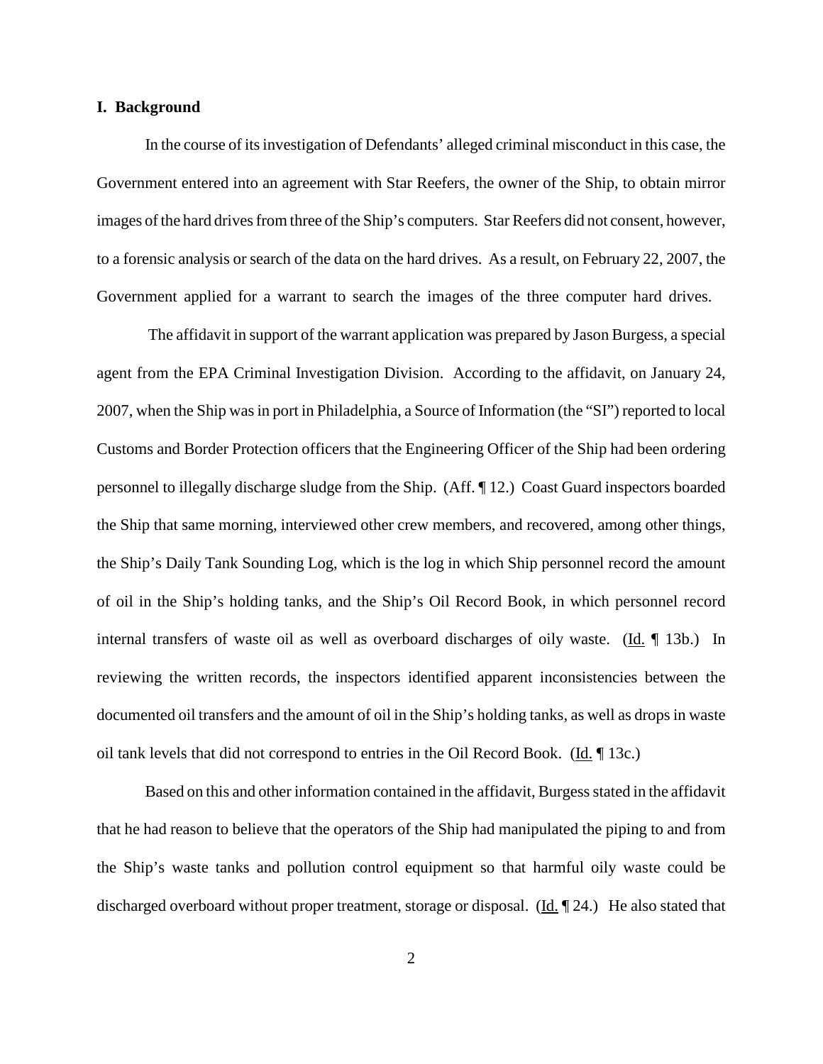## I. Background

In the course of its investigation of Defendants' alleged criminal misconduct in this case, the Government entered into an agreement with Star Reefers, the owner of the Ship, to obtain mirror images of the hard drives from three of the Ship's computers. Star Reefers did not consent, however, to a forensic analysis or search of the data on the hard drives. As a result, on February 22, 2007, the Government applied for a warrant to search the images of the three computer hard drives.

The affidavit in support of the warrant application was prepared by Jason Burgess, a special agent from the EPA Criminal Investigation Division. According to the affidavit, on January 24, 2007, when the Ship was in port in Philadelphia, a Source of Information (the "SI") reported to local Customs and Border Protection officers that the Engineering Officer of the Ship had been ordering personnel to illegally discharge sludge from the Ship. (Aff. ¶ 12.) Coast Guard inspectors boarded the Ship that same morning, interviewed other crew members, and recovered, among other things, the Ship's Daily Tank Sounding Log, which is the log in which Ship personnel record the amount of oil in the Ship's holding tanks, and the Ship's Oil Record Book, in which personnel record internal transfers of waste oil as well as overboard discharges of oily waste. (Id. ¶ 13b.) In reviewing the written records, the inspectors identified apparent inconsistencies between the documented oil transfers and the amount of oil in the Ship's holding tanks, as well as drops in waste oil tank levels that did not correspond to entries in the Oil Record Book. (Id. ¶ 13c.)

Based on this and other information contained in the affidavit, Burgess stated in the affidavit that he had reason to believe that the operators of the Ship had manipulated the piping to and from the Ship's waste tanks and pollution control equipment so that harmful oily waste could be discharged overboard without proper treatment, storage or disposal. (Id. ¶ 24.) He also stated that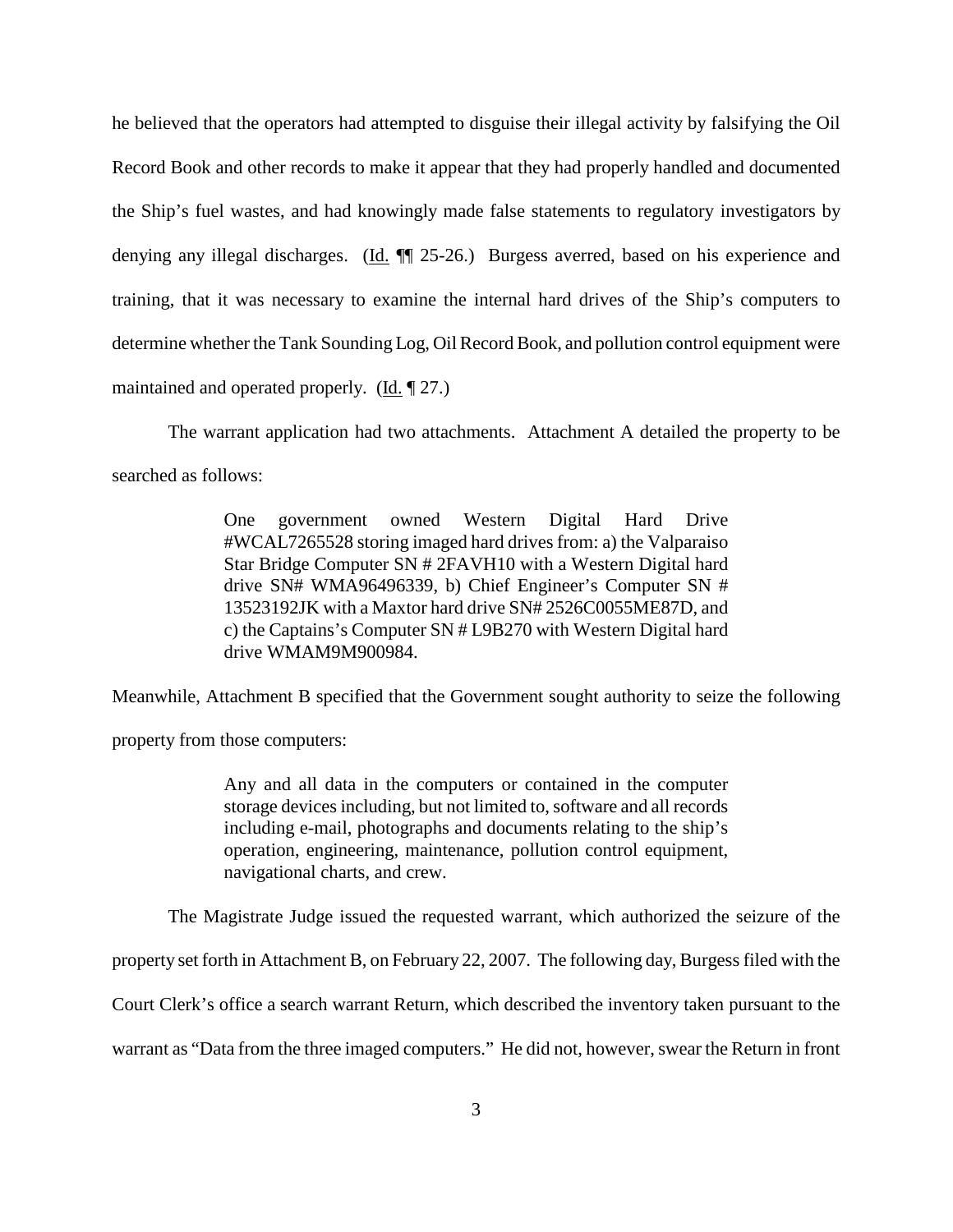he believed that the operators had attempted to disguise their illegal activity by falsifying the Oil Record Book and other records to make it appear that they had properly handled and documented the Ship's fuel wastes, and had knowingly made false statements to regulatory investigators by denying any illegal discharges. (Id. ¶¶ 25-26.) Burgess averred, based on his experience and training, that it was necessary to examine the internal hard drives of the Ship's computers to determine whether the Tank Sounding Log, Oil Record Book, and pollution control equipment were maintained and operated properly. (Id. ¶ 27.)

The warrant application had two attachments. Attachment A detailed the property to be searched as follows:

> One government owned Western Digital Hard Drive #WCAL7265528 storing imaged hard drives from: a) the Valparaiso Star Bridge Computer SN # 2FAVH10 with a Western Digital hard drive SN# WMA96496339, b) Chief Engineer's Computer SN # 13523192JK with a Maxtor hard drive SN# 2526C0055ME87D, and c) the Captains's Computer SN # L9B270 with Western Digital hard drive WMAM9M900984.

Meanwhile, Attachment B specified that the Government sought authority to seize the following property from those computers:

> Any and all data in the computers or contained in the computer storage devices including, but not limited to, software and all records including e-mail, photographs and documents relating to the ship's operation, engineering, maintenance, pollution control equipment, navigational charts, and crew.

The Magistrate Judge issued the requested warrant, which authorized the seizure of the property set forth in Attachment B, on February 22, 2007. The following day, Burgess filed with the Court Clerk's office a search warrant Return, which described the inventory taken pursuant to the warrant as "Data from the three imaged computers." He did not, however, swear the Return in front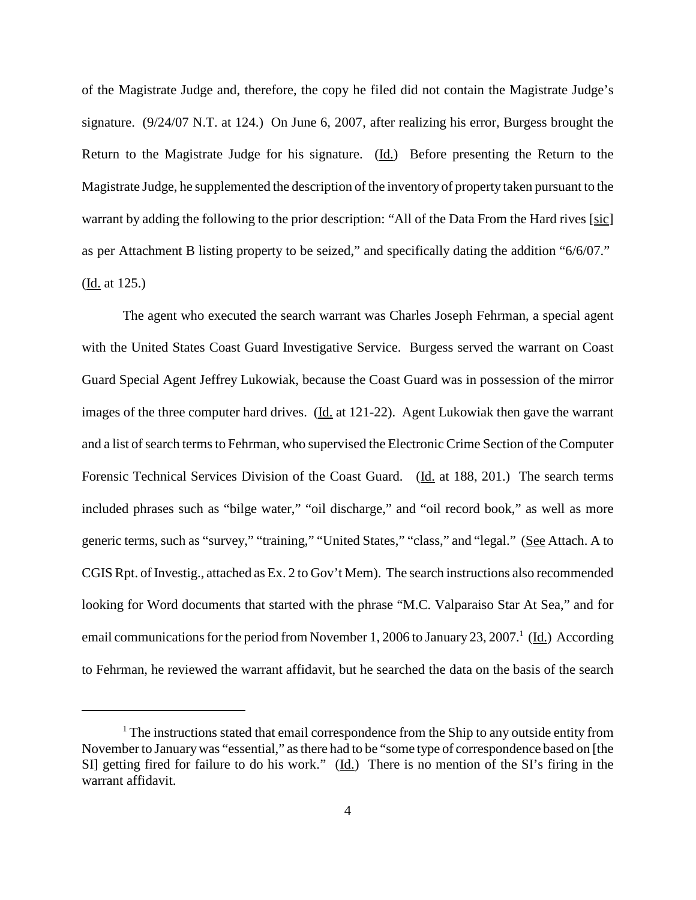of the Magistrate Judge and, therefore, the copy he filed did not contain the Magistrate Judge's signature. (9/24/07 N.T. at 124.) On June 6, 2007, after realizing his error, Burgess brought the Return to the Magistrate Judge for his signature. (Id.) Before presenting the Return to the Magistrate Judge, he supplemented the description of the inventory of property taken pursuant to the warrant by adding the following to the prior description: "All of the Data From the Hard rives [sic] as per Attachment B listing property to be seized," and specifically dating the addition "6/6/07." (Id. at 125.)

The agent who executed the search warrant was Charles Joseph Fehrman, a special agent with the United States Coast Guard Investigative Service. Burgess served the warrant on Coast Guard Special Agent Jeffrey Lukowiak, because the Coast Guard was in possession of the mirror images of the three computer hard drives. (Id. at 121-22). Agent Lukowiak then gave the warrant and a list of search terms to Fehrman, who supervised the Electronic Crime Section of the Computer Forensic Technical Services Division of the Coast Guard. (Id. at 188, 201.) The search terms included phrases such as "bilge water," "oil discharge," and "oil record book," as well as more generic terms, such as "survey," "training," "United States," "class," and "legal." (See Attach. A to CGIS Rpt. of Investig., attached as Ex. 2 to Gov't Mem). The search instructions also recommended looking for Word documents that started with the phrase "M.C. Valparaiso Star At Sea," and for email communications for the period from November 1, 2006 to January 23, 2007.[1] (Id.) According to Fehrman, he reviewed the warrant affidavit, but he searched the data on the basis of the search

[1] The instructions stated that email correspondence from the Ship to any outside entity from November to January was "essential," as there had to be "some type of correspondence based on [the SI] getting fired for failure to do his work." (Id.) There is no mention of the SI's firing in the warrant affidavit.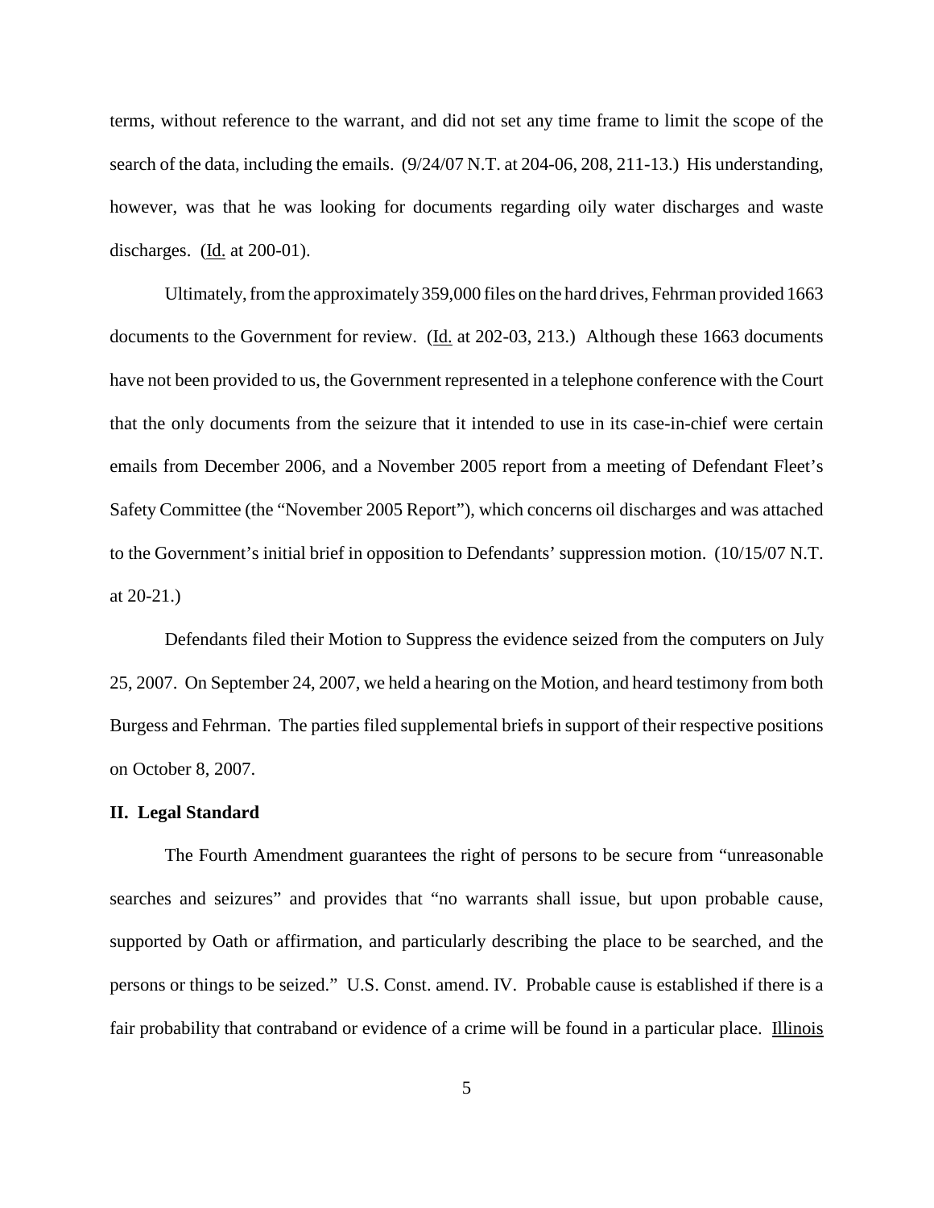terms, without reference to the warrant, and did not set any time frame to limit the scope of the search of the data, including the emails. (9/24/07 N.T. at 204-06, 208, 211-13.) His understanding, however, was that he was looking for documents regarding oily water discharges and waste discharges. (Id. at 200-01).

Ultimately, from the approximately 359,000 files on the hard drives, Fehrman provided 1663 documents to the Government for review. (Id. at 202-03, 213.) Although these 1663 documents have not been provided to us, the Government represented in a telephone conference with the Court that the only documents from the seizure that it intended to use in its case-in-chief were certain emails from December 2006, and a November 2005 report from a meeting of Defendant Fleet's Safety Committee (the "November 2005 Report"), which concerns oil discharges and was attached to the Government's initial brief in opposition to Defendants' suppression motion. (10/15/07 N.T. at 20-21.)

Defendants filed their Motion to Suppress the evidence seized from the computers on July 25, 2007. On September 24, 2007, we held a hearing on the Motion, and heard testimony from both Burgess and Fehrman. The parties filed supplemental briefs in support of their respective positions on October 8, 2007.

## II. Legal Standard

The Fourth Amendment guarantees the right of persons to be secure from "unreasonable searches and seizures" and provides that "no warrants shall issue, but upon probable cause, supported by Oath or affirmation, and particularly describing the place to be searched, and the persons or things to be seized." U.S. Const. amend. IV. Probable cause is established if there is a fair probability that contraband or evidence of a crime will be found in a particular place. Illinois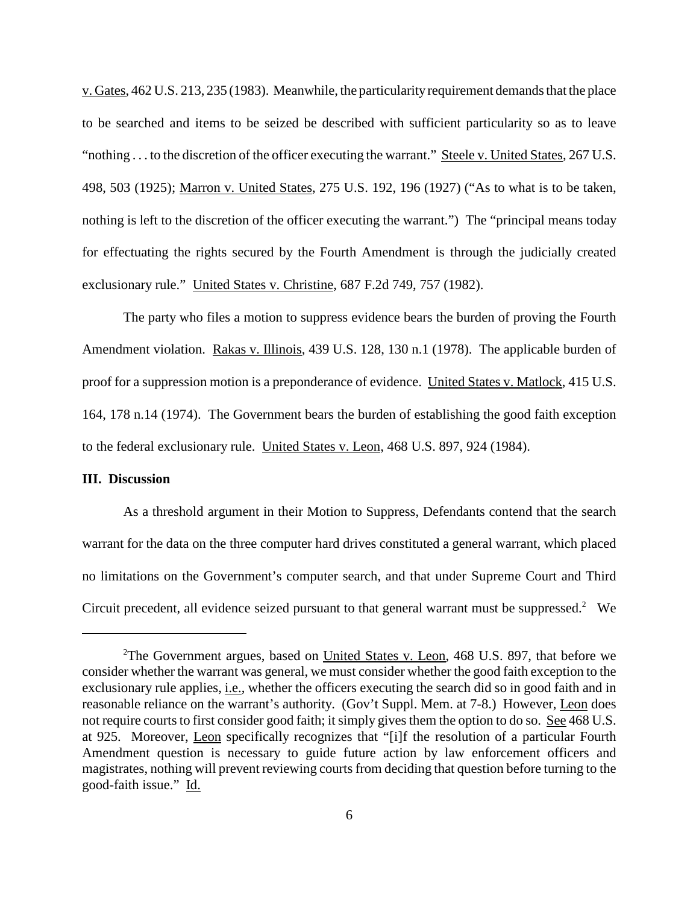v. Gates, 462 U.S. 213, 235 (1983). Meanwhile, the particularity requirement demands that the place to be searched and items to be seized be described with sufficient particularity so as to leave "nothing . . . to the discretion of the officer executing the warrant." Steele v. United States, 267 U.S. 498, 503 (1925); Marron v. United States, 275 U.S. 192, 196 (1927) ("As to what is to be taken, nothing is left to the discretion of the officer executing the warrant.") The "principal means today for effectuating the rights secured by the Fourth Amendment is through the judicially created exclusionary rule." United States v. Christine, 687 F.2d 749, 757 (1982).

The party who files a motion to suppress evidence bears the burden of proving the Fourth Amendment violation. Rakas v. Illinois, 439 U.S. 128, 130 n.1 (1978). The applicable burden of proof for a suppression motion is a preponderance of evidence. United States v. Matlock, 415 U.S. 164, 178 n.14 (1974). The Government bears the burden of establishing the good faith exception to the federal exclusionary rule. United States v. Leon, 468 U.S. 897, 924 (1984).

**III. Discussion**

As a threshold argument in their Motion to Suppress, Defendants contend that the search warrant for the data on the three computer hard drives constituted a general warrant, which placed no limitations on the Government's computer search, and that under Supreme Court and Third Circuit precedent, all evidence seized pursuant to that general warrant must be suppressed.[2] We

---

[2]The Government argues, based on United States v. Leon, 468 U.S. 897, that before we consider whether the warrant was general, we must consider whether the good faith exception to the exclusionary rule applies, i.e., whether the officers executing the search did so in good faith and in reasonable reliance on the warrant's authority. (Gov't Suppl. Mem. at 7-8.) However, Leon does not require courts to first consider good faith; it simply gives them the option to do so. See 468 U.S. at 925. Moreover, Leon specifically recognizes that "[i]f the resolution of a particular Fourth Amendment question is necessary to guide future action by law enforcement officers and magistrates, nothing will prevent reviewing courts from deciding that question before turning to the good-faith issue." Id.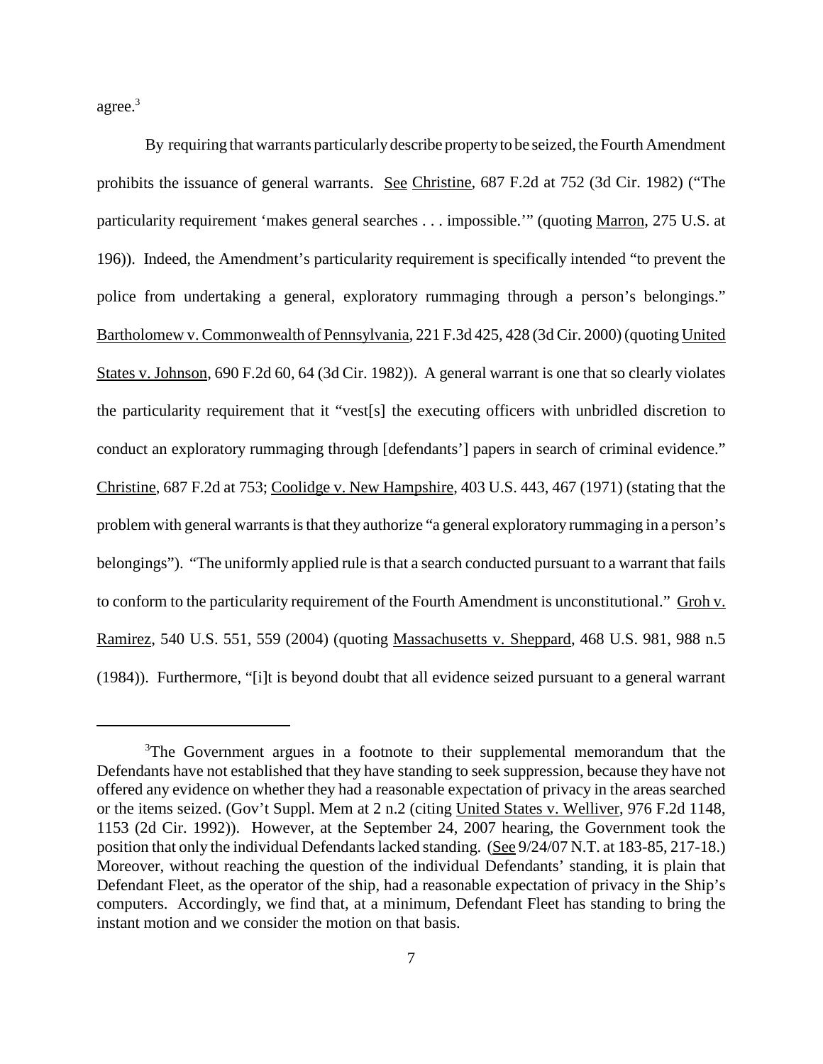agree.[3]

By requiring that warrants particularly describe property to be seized, the Fourth Amendment prohibits the issuance of general warrants. See Christine, 687 F.2d at 752 (3d Cir. 1982) ("The particularity requirement 'makes general searches . . . impossible.'" (quoting Marron, 275 U.S. at 196)). Indeed, the Amendment's particularity requirement is specifically intended "to prevent the police from undertaking a general, exploratory rummaging through a person's belongings." Bartholomew v. Commonwealth of Pennsylvania, 221 F.3d 425, 428 (3d Cir. 2000) (quoting United States v. Johnson, 690 F.2d 60, 64 (3d Cir. 1982)). A general warrant is one that so clearly violates the particularity requirement that it "vest[s] the executing officers with unbridled discretion to conduct an exploratory rummaging through [defendants'] papers in search of criminal evidence." Christine, 687 F.2d at 753; Coolidge v. New Hampshire, 403 U.S. 443, 467 (1971) (stating that the problem with general warrants is that they authorize "a general exploratory rummaging in a person's belongings"). "The uniformly applied rule is that a search conducted pursuant to a warrant that fails to conform to the particularity requirement of the Fourth Amendment is unconstitutional." Groh v. Ramirez, 540 U.S. 551, 559 (2004) (quoting Massachusetts v. Sheppard, 468 U.S. 981, 988 n.5 (1984)). Furthermore, "[i]t is beyond doubt that all evidence seized pursuant to a general warrant

---

[3]The Government argues in a footnote to their supplemental memorandum that the Defendants have not established that they have standing to seek suppression, because they have not offered any evidence on whether they had a reasonable expectation of privacy in the areas searched or the items seized. (Gov't Suppl. Mem at 2 n.2 (citing United States v. Welliver, 976 F.2d 1148, 1153 (2d Cir. 1992)). However, at the September 24, 2007 hearing, the Government took the position that only the individual Defendants lacked standing. (See 9/24/07 N.T. at 183-85, 217-18.) Moreover, without reaching the question of the individual Defendants' standing, it is plain that Defendant Fleet, as the operator of the ship, had a reasonable expectation of privacy in the Ship's computers. Accordingly, we find that, at a minimum, Defendant Fleet has standing to bring the instant motion and we consider the motion on that basis.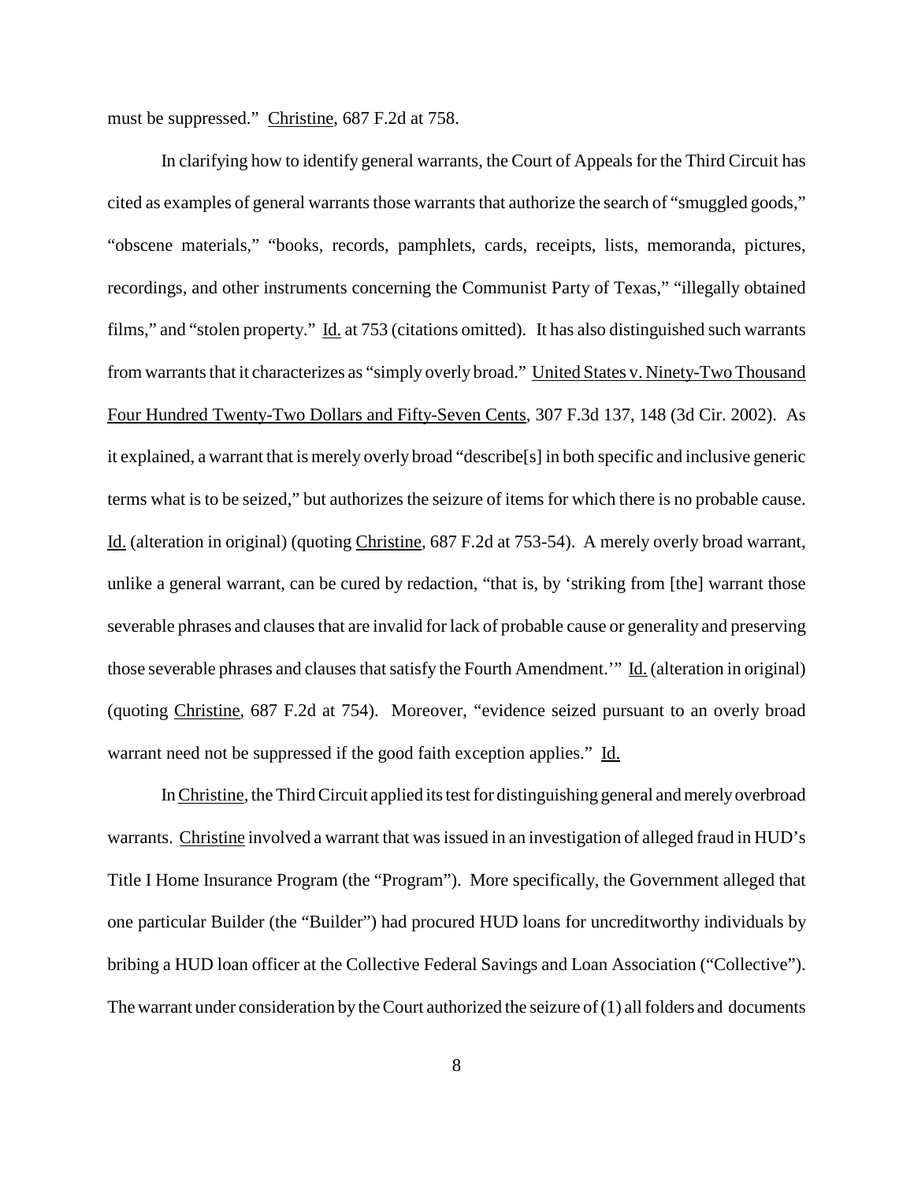must be suppressed." Christine, 687 F.2d at 758.

In clarifying how to identify general warrants, the Court of Appeals for the Third Circuit has cited as examples of general warrants those warrants that authorize the search of "smuggled goods," "obscene materials," "books, records, pamphlets, cards, receipts, lists, memoranda, pictures, recordings, and other instruments concerning the Communist Party of Texas," "illegally obtained films," and "stolen property." Id. at 753 (citations omitted). It has also distinguished such warrants from warrants that it characterizes as "simply overly broad." United States v. Ninety-Two Thousand Four Hundred Twenty-Two Dollars and Fifty-Seven Cents, 307 F.3d 137, 148 (3d Cir. 2002). As it explained, a warrant that is merely overly broad "describe[s] in both specific and inclusive generic terms what is to be seized," but authorizes the seizure of items for which there is no probable cause. Id. (alteration in original) (quoting Christine, 687 F.2d at 753-54). A merely overly broad warrant, unlike a general warrant, can be cured by redaction, "that is, by 'striking from [the] warrant those severable phrases and clauses that are invalid for lack of probable cause or generality and preserving those severable phrases and clauses that satisfy the Fourth Amendment.'" Id. (alteration in original) (quoting Christine, 687 F.2d at 754). Moreover, "evidence seized pursuant to an overly broad warrant need not be suppressed if the good faith exception applies." Id.

In Christine, the Third Circuit applied its test for distinguishing general and merely overbroad warrants. Christine involved a warrant that was issued in an investigation of alleged fraud in HUD's Title I Home Insurance Program (the "Program"). More specifically, the Government alleged that one particular Builder (the "Builder") had procured HUD loans for uncreditworthy individuals by bribing a HUD loan officer at the Collective Federal Savings and Loan Association ("Collective"). The warrant under consideration by the Court authorized the seizure of (1) all folders and documents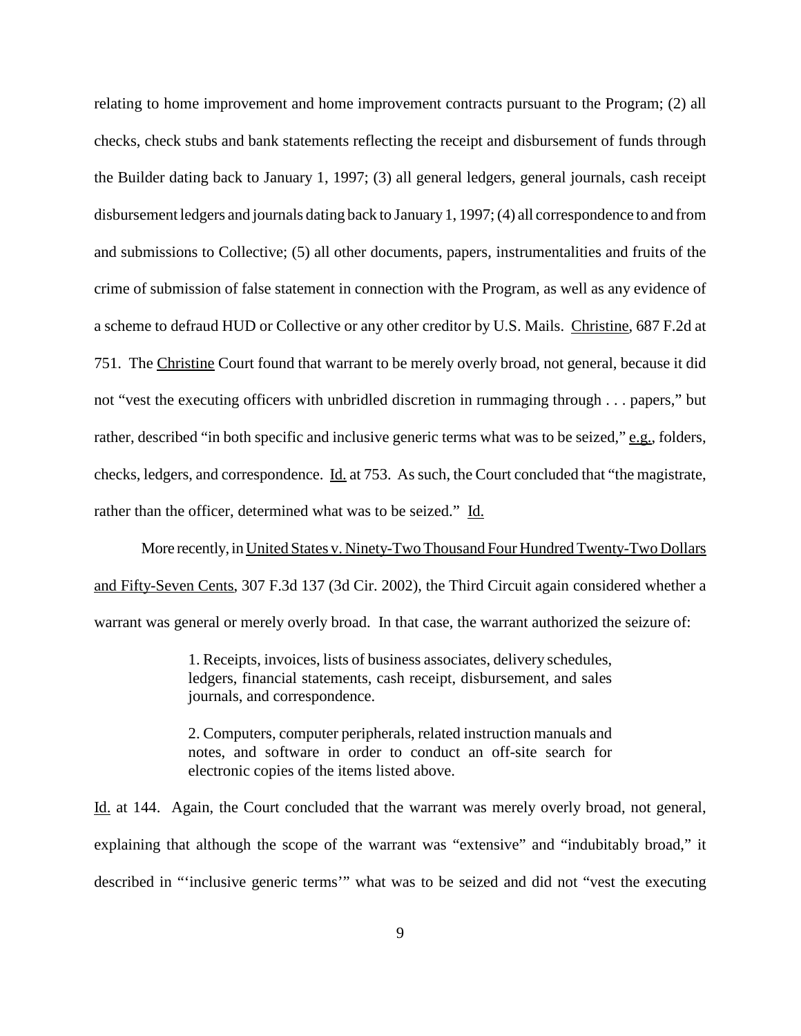relating to home improvement and home improvement contracts pursuant to the Program; (2) all checks, check stubs and bank statements reflecting the receipt and disbursement of funds through the Builder dating back to January 1, 1997; (3) all general ledgers, general journals, cash receipt disbursement ledgers and journals dating back to January 1, 1997; (4) all correspondence to and from and submissions to Collective; (5) all other documents, papers, instrumentalities and fruits of the crime of submission of false statement in connection with the Program, as well as any evidence of a scheme to defraud HUD or Collective or any other creditor by U.S. Mails. Christine, 687 F.2d at 751. The Christine Court found that warrant to be merely overly broad, not general, because it did not "vest the executing officers with unbridled discretion in rummaging through . . . papers," but rather, described "in both specific and inclusive generic terms what was to be seized," e.g., folders, checks, ledgers, and correspondence. Id. at 753. As such, the Court concluded that "the magistrate, rather than the officer, determined what was to be seized." Id.

More recently, in United States v. Ninety-Two Thousand Four Hundred Twenty-Two Dollars and Fifty-Seven Cents, 307 F.3d 137 (3d Cir. 2002), the Third Circuit again considered whether a warrant was general or merely overly broad. In that case, the warrant authorized the seizure of:

> 1. Receipts, invoices, lists of business associates, delivery schedules, ledgers, financial statements, cash receipt, disbursement, and sales journals, and correspondence.
>
> 2. Computers, computer peripherals, related instruction manuals and notes, and software in order to conduct an off-site search for electronic copies of the items listed above.

Id. at 144. Again, the Court concluded that the warrant was merely overly broad, not general, explaining that although the scope of the warrant was "extensive" and "indubitably broad," it described in "'inclusive generic terms'" what was to be seized and did not "vest the executing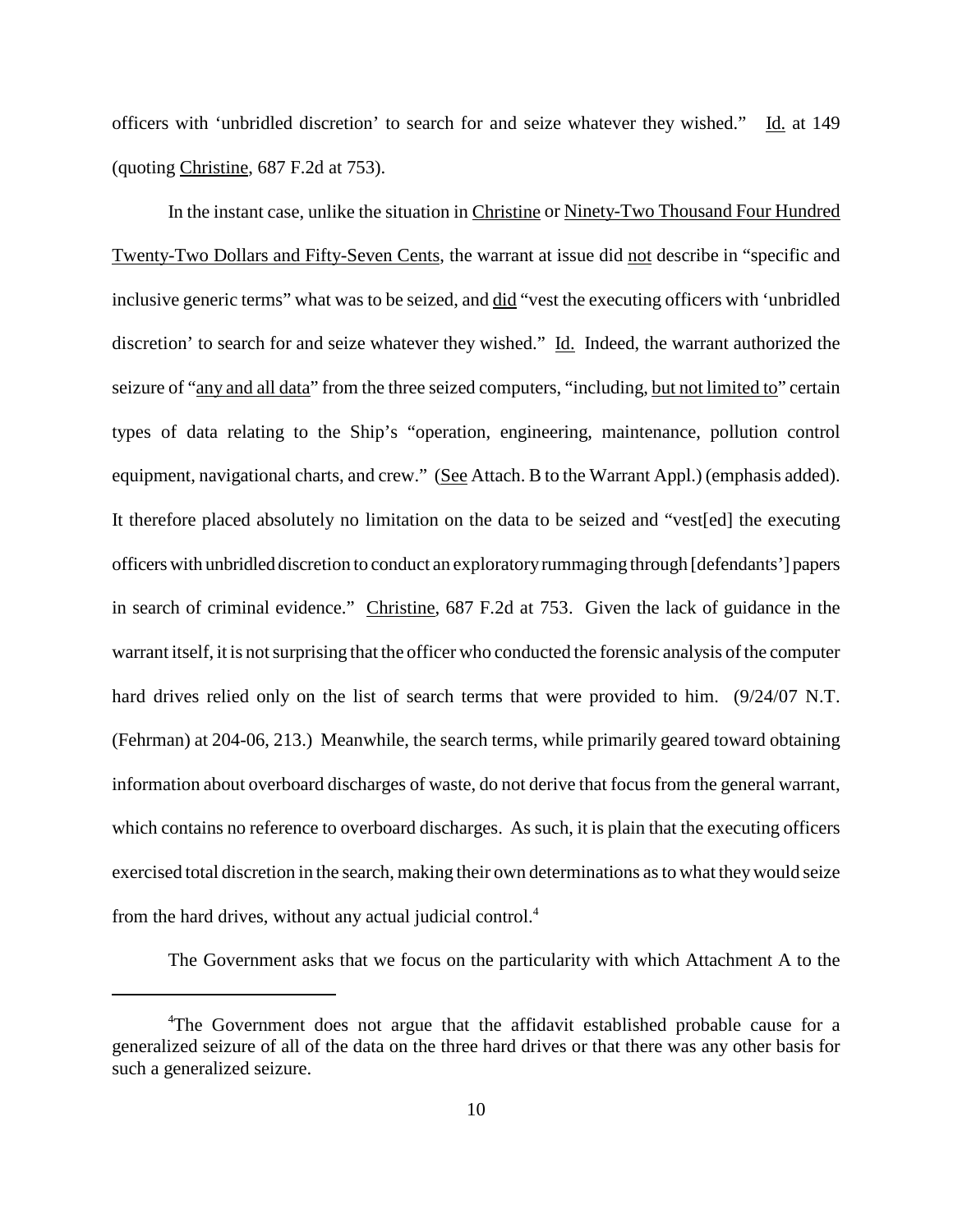officers with 'unbridled discretion' to search for and seize whatever they wished." Id. at 149 (quoting Christine, 687 F.2d at 753).

In the instant case, unlike the situation in Christine or Ninety-Two Thousand Four Hundred Twenty-Two Dollars and Fifty-Seven Cents, the warrant at issue did not describe in "specific and inclusive generic terms" what was to be seized, and did "vest the executing officers with 'unbridled discretion' to search for and seize whatever they wished." Id. Indeed, the warrant authorized the seizure of "any and all data" from the three seized computers, "including, but not limited to" certain types of data relating to the Ship's "operation, engineering, maintenance, pollution control equipment, navigational charts, and crew." (See Attach. B to the Warrant Appl.) (emphasis added). It therefore placed absolutely no limitation on the data to be seized and "vest[ed] the executing officers with unbridled discretion to conduct an exploratory rummaging through [defendants'] papers in search of criminal evidence." Christine, 687 F.2d at 753. Given the lack of guidance in the warrant itself, it is not surprising that the officer who conducted the forensic analysis of the computer hard drives relied only on the list of search terms that were provided to him. (9/24/07 N.T. (Fehrman) at 204-06, 213.) Meanwhile, the search terms, while primarily geared toward obtaining information about overboard discharges of waste, do not derive that focus from the general warrant, which contains no reference to overboard discharges. As such, it is plain that the executing officers exercised total discretion in the search, making their own determinations as to what they would seize from the hard drives, without any actual judicial control.[4]

The Government asks that we focus on the particularity with which Attachment A to the

---

[4]The Government does not argue that the affidavit established probable cause for a generalized seizure of all of the data on the three hard drives or that there was any other basis for such a generalized seizure.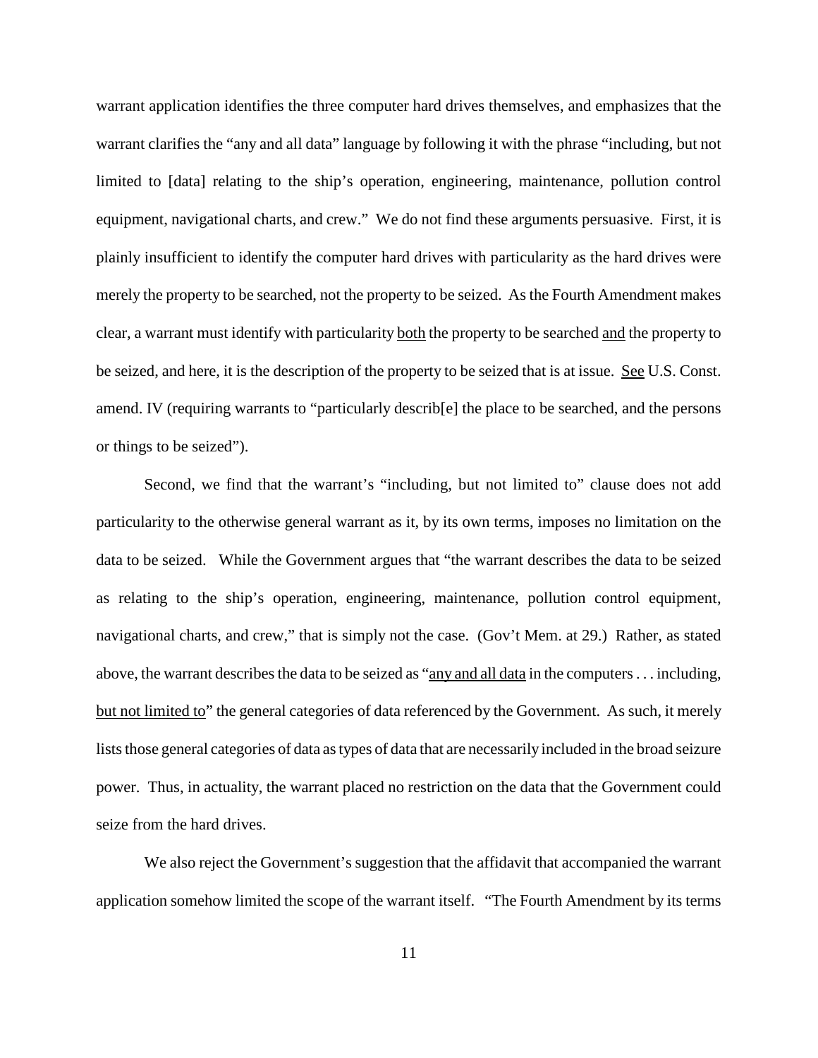warrant application identifies the three computer hard drives themselves, and emphasizes that the warrant clarifies the "any and all data" language by following it with the phrase "including, but not limited to [data] relating to the ship's operation, engineering, maintenance, pollution control equipment, navigational charts, and crew." We do not find these arguments persuasive. First, it is plainly insufficient to identify the computer hard drives with particularity as the hard drives were merely the property to be searched, not the property to be seized. As the Fourth Amendment makes clear, a warrant must identify with particularity <u>both</u> the property to be searched <u>and</u> the property to be seized, and here, it is the description of the property to be seized that is at issue. <u>See</u> U.S. Const. amend. IV (requiring warrants to "particularly describ[e] the place to be searched, and the persons or things to be seized").

Second, we find that the warrant's "including, but not limited to" clause does not add particularity to the otherwise general warrant as it, by its own terms, imposes no limitation on the data to be seized. While the Government argues that "the warrant describes the data to be seized as relating to the ship's operation, engineering, maintenance, pollution control equipment, navigational charts, and crew," that is simply not the case. (Gov't Mem. at 29.) Rather, as stated above, the warrant describes the data to be seized as "<u>any and all data</u> in the computers . . . including, <u>but not limited to</u>" the general categories of data referenced by the Government. As such, it merely lists those general categories of data as types of data that are necessarily included in the broad seizure power. Thus, in actuality, the warrant placed no restriction on the data that the Government could seize from the hard drives.

We also reject the Government's suggestion that the affidavit that accompanied the warrant application somehow limited the scope of the warrant itself. "The Fourth Amendment by its terms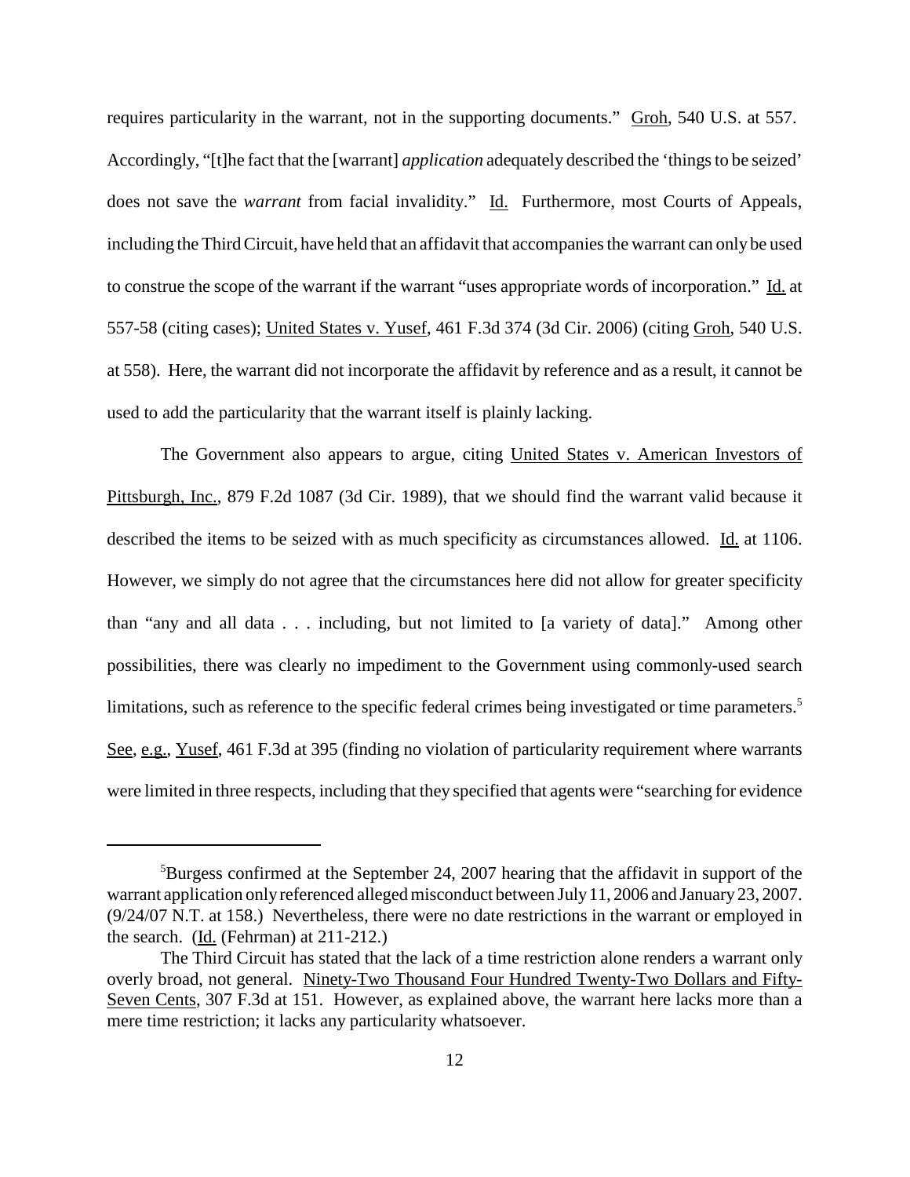requires particularity in the warrant, not in the supporting documents." Groh, 540 U.S. at 557. Accordingly, "[t]he fact that the [warrant] *application* adequately described the 'things to be seized' does not save the *warrant* from facial invalidity." Id. Furthermore, most Courts of Appeals, including the Third Circuit, have held that an affidavit that accompanies the warrant can only be used to construe the scope of the warrant if the warrant "uses appropriate words of incorporation." Id. at 557-58 (citing cases); United States v. Yusef, 461 F.3d 374 (3d Cir. 2006) (citing Groh, 540 U.S. at 558). Here, the warrant did not incorporate the affidavit by reference and as a result, it cannot be used to add the particularity that the warrant itself is plainly lacking.

The Government also appears to argue, citing United States v. American Investors of Pittsburgh, Inc., 879 F.2d 1087 (3d Cir. 1989), that we should find the warrant valid because it described the items to be seized with as much specificity as circumstances allowed. Id. at 1106. However, we simply do not agree that the circumstances here did not allow for greater specificity than "any and all data . . . including, but not limited to [a variety of data]." Among other possibilities, there was clearly no impediment to the Government using commonly-used search limitations, such as reference to the specific federal crimes being investigated or time parameters.[5] See, e.g., Yusef, 461 F.3d at 395 (finding no violation of particularity requirement where warrants were limited in three respects, including that they specified that agents were "searching for evidence

[5] Burgess confirmed at the September 24, 2007 hearing that the affidavit in support of the warrant application only referenced alleged misconduct between July 11, 2006 and January 23, 2007. (9/24/07 N.T. at 158.) Nevertheless, there were no date restrictions in the warrant or employed in the search. (Id. (Fehrman) at 211-212.)

The Third Circuit has stated that the lack of a time restriction alone renders a warrant only overly broad, not general. Ninety-Two Thousand Four Hundred Twenty-Two Dollars and Fifty-Seven Cents, 307 F.3d at 151. However, as explained above, the warrant here lacks more than a mere time restriction; it lacks any particularity whatsoever.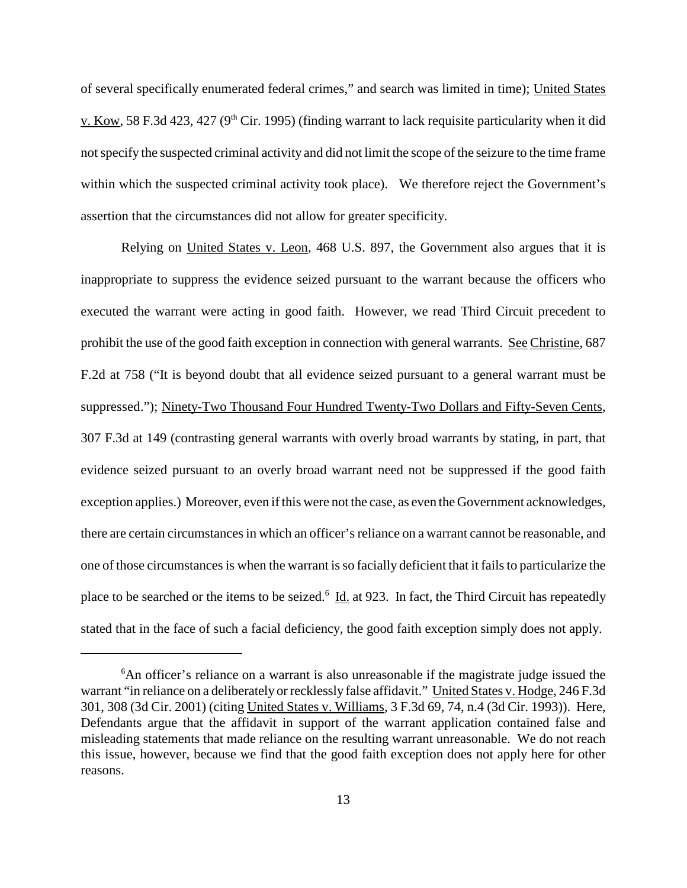of several specifically enumerated federal crimes," and search was limited in time); United States v. Kow, 58 F.3d 423, 427 (9th Cir. 1995) (finding warrant to lack requisite particularity when it did not specify the suspected criminal activity and did not limit the scope of the seizure to the time frame within which the suspected criminal activity took place). We therefore reject the Government's assertion that the circumstances did not allow for greater specificity.

Relying on United States v. Leon, 468 U.S. 897, the Government also argues that it is inappropriate to suppress the evidence seized pursuant to the warrant because the officers who executed the warrant were acting in good faith. However, we read Third Circuit precedent to prohibit the use of the good faith exception in connection with general warrants. See Christine, 687 F.2d at 758 ("It is beyond doubt that all evidence seized pursuant to a general warrant must be suppressed."); Ninety-Two Thousand Four Hundred Twenty-Two Dollars and Fifty-Seven Cents, 307 F.3d at 149 (contrasting general warrants with overly broad warrants by stating, in part, that evidence seized pursuant to an overly broad warrant need not be suppressed if the good faith exception applies.) Moreover, even if this were not the case, as even the Government acknowledges, there are certain circumstances in which an officer's reliance on a warrant cannot be reasonable, and one of those circumstances is when the warrant is so facially deficient that it fails to particularize the place to be searched or the items to be seized.[6] Id. at 923. In fact, the Third Circuit has repeatedly stated that in the face of such a facial deficiency, the good faith exception simply does not apply.

---

[6]An officer's reliance on a warrant is also unreasonable if the magistrate judge issued the warrant "in reliance on a deliberately or recklessly false affidavit." United States v. Hodge, 246 F.3d 301, 308 (3d Cir. 2001) (citing United States v. Williams, 3 F.3d 69, 74, n.4 (3d Cir. 1993)). Here, Defendants argue that the affidavit in support of the warrant application contained false and misleading statements that made reliance on the resulting warrant unreasonable. We do not reach this issue, however, because we find that the good faith exception does not apply here for other reasons.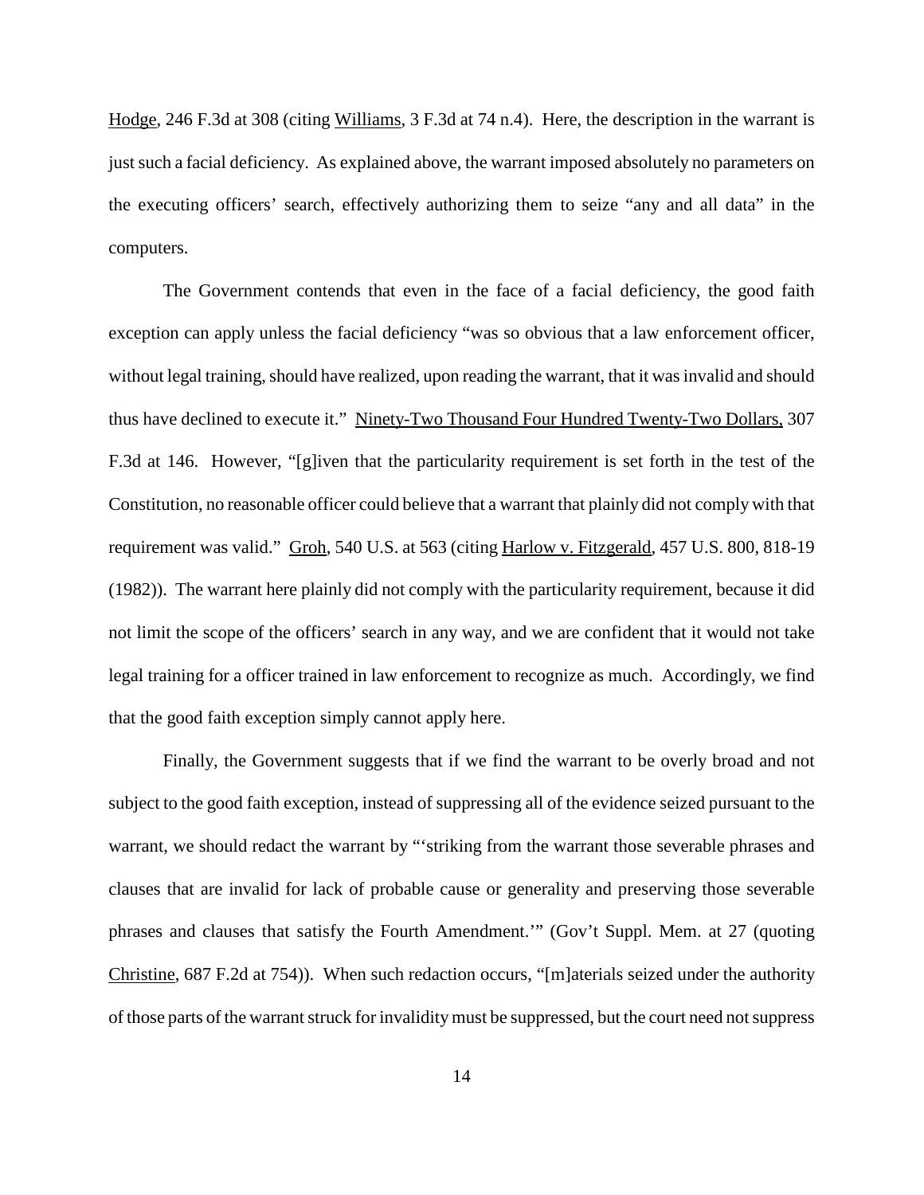Hodge, 246 F.3d at 308 (citing Williams, 3 F.3d at 74 n.4). Here, the description in the warrant is just such a facial deficiency. As explained above, the warrant imposed absolutely no parameters on the executing officers' search, effectively authorizing them to seize "any and all data" in the computers.

The Government contends that even in the face of a facial deficiency, the good faith exception can apply unless the facial deficiency "was so obvious that a law enforcement officer, without legal training, should have realized, upon reading the warrant, that it was invalid and should thus have declined to execute it." Ninety-Two Thousand Four Hundred Twenty-Two Dollars, 307 F.3d at 146. However, "[g]iven that the particularity requirement is set forth in the test of the Constitution, no reasonable officer could believe that a warrant that plainly did not comply with that requirement was valid." Groh, 540 U.S. at 563 (citing Harlow v. Fitzgerald, 457 U.S. 800, 818-19 (1982)). The warrant here plainly did not comply with the particularity requirement, because it did not limit the scope of the officers' search in any way, and we are confident that it would not take legal training for a officer trained in law enforcement to recognize as much. Accordingly, we find that the good faith exception simply cannot apply here.

Finally, the Government suggests that if we find the warrant to be overly broad and not subject to the good faith exception, instead of suppressing all of the evidence seized pursuant to the warrant, we should redact the warrant by "'striking from the warrant those severable phrases and clauses that are invalid for lack of probable cause or generality and preserving those severable phrases and clauses that satisfy the Fourth Amendment.'" (Gov't Suppl. Mem. at 27 (quoting Christine, 687 F.2d at 754)). When such redaction occurs, "[m]aterials seized under the authority of those parts of the warrant struck for invalidity must be suppressed, but the court need not suppress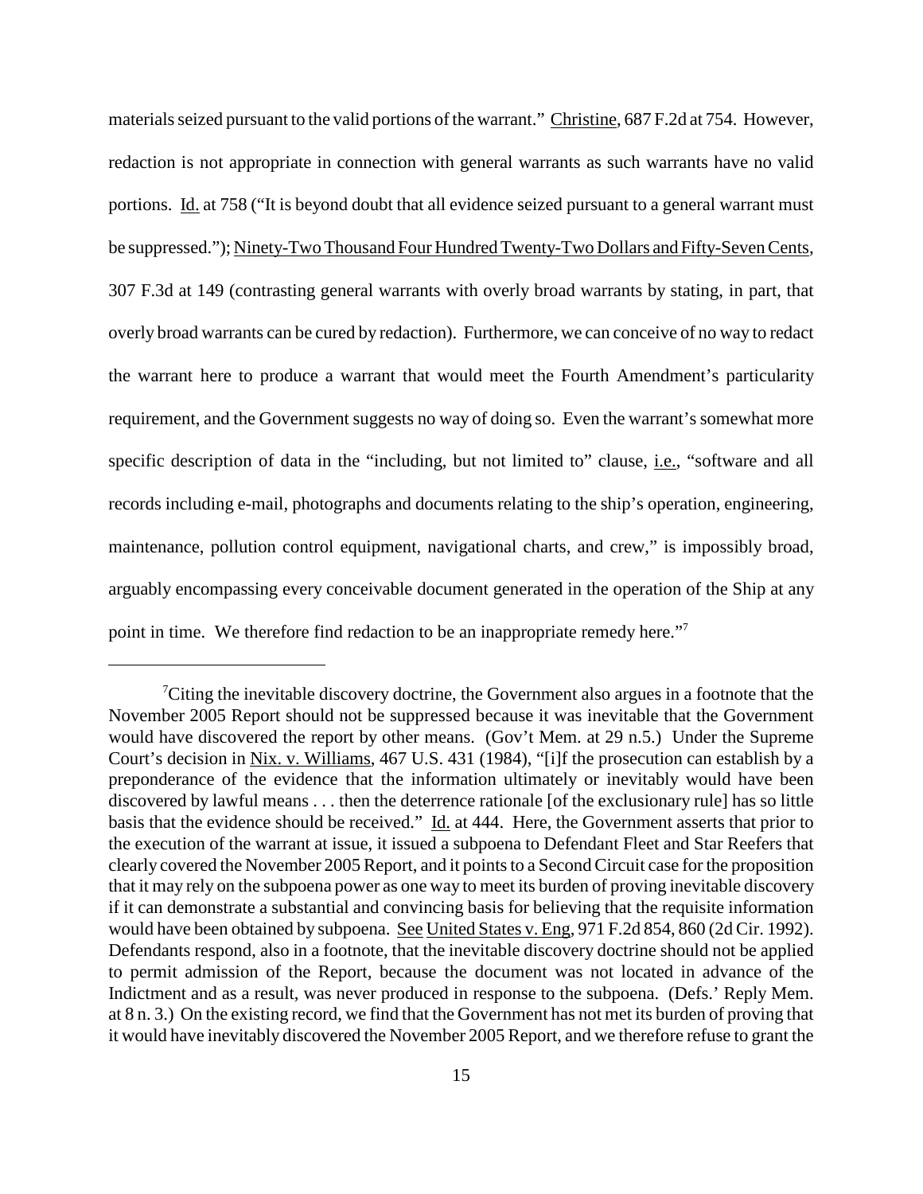materials seized pursuant to the valid portions of the warrant." Christine, 687 F.2d at 754. However, redaction is not appropriate in connection with general warrants as such warrants have no valid portions. Id. at 758 ("It is beyond doubt that all evidence seized pursuant to a general warrant must be suppressed."); Ninety-Two Thousand Four Hundred Twenty-Two Dollars and Fifty-Seven Cents, 307 F.3d at 149 (contrasting general warrants with overly broad warrants by stating, in part, that overly broad warrants can be cured by redaction). Furthermore, we can conceive of no way to redact the warrant here to produce a warrant that would meet the Fourth Amendment's particularity requirement, and the Government suggests no way of doing so. Even the warrant's somewhat more specific description of data in the "including, but not limited to" clause, i.e., "software and all records including e-mail, photographs and documents relating to the ship's operation, engineering, maintenance, pollution control equipment, navigational charts, and crew," is impossibly broad, arguably encompassing every conceivable document generated in the operation of the Ship at any point in time. We therefore find redaction to be an inappropriate remedy here."[7]

---

[7]Citing the inevitable discovery doctrine, the Government also argues in a footnote that the November 2005 Report should not be suppressed because it was inevitable that the Government would have discovered the report by other means. (Gov't Mem. at 29 n.5.) Under the Supreme Court's decision in Nix. v. Williams, 467 U.S. 431 (1984), "[i]f the prosecution can establish by a preponderance of the evidence that the information ultimately or inevitably would have been discovered by lawful means . . . then the deterrence rationale [of the exclusionary rule] has so little basis that the evidence should be received." Id. at 444. Here, the Government asserts that prior to the execution of the warrant at issue, it issued a subpoena to Defendant Fleet and Star Reefers that clearly covered the November 2005 Report, and it points to a Second Circuit case for the proposition that it may rely on the subpoena power as one way to meet its burden of proving inevitable discovery if it can demonstrate a substantial and convincing basis for believing that the requisite information would have been obtained by subpoena. See United States v. Eng, 971 F.2d 854, 860 (2d Cir. 1992). Defendants respond, also in a footnote, that the inevitable discovery doctrine should not be applied to permit admission of the Report, because the document was not located in advance of the Indictment and as a result, was never produced in response to the subpoena. (Defs.' Reply Mem. at 8 n. 3.) On the existing record, we find that the Government has not met its burden of proving that it would have inevitably discovered the November 2005 Report, and we therefore refuse to grant the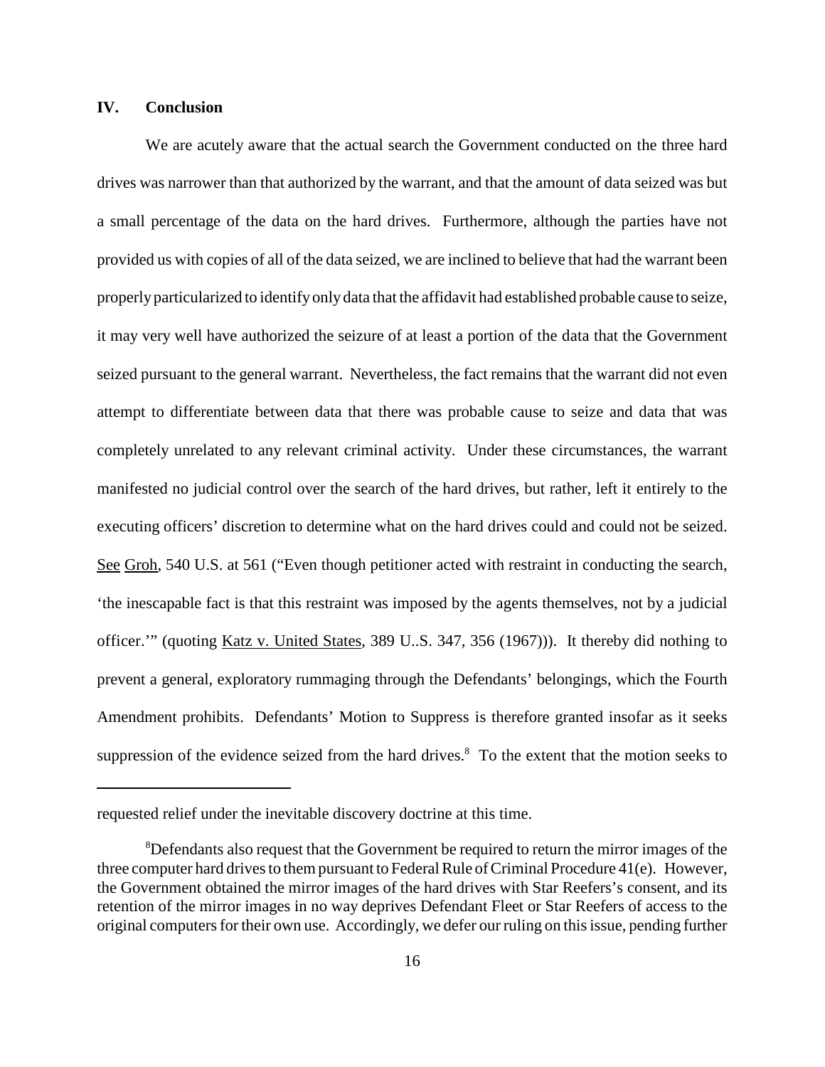## IV. Conclusion

We are acutely aware that the actual search the Government conducted on the three hard drives was narrower than that authorized by the warrant, and that the amount of data seized was but a small percentage of the data on the hard drives. Furthermore, although the parties have not provided us with copies of all of the data seized, we are inclined to believe that had the warrant been properly particularized to identify only data that the affidavit had established probable cause to seize, it may very well have authorized the seizure of at least a portion of the data that the Government seized pursuant to the general warrant. Nevertheless, the fact remains that the warrant did not even attempt to differentiate between data that there was probable cause to seize and data that was completely unrelated to any relevant criminal activity. Under these circumstances, the warrant manifested no judicial control over the search of the hard drives, but rather, left it entirely to the executing officers' discretion to determine what on the hard drives could and could not be seized. See Groh, 540 U.S. at 561 ("Even though petitioner acted with restraint in conducting the search, 'the inescapable fact is that this restraint was imposed by the agents themselves, not by a judicial officer.'" (quoting Katz v. United States, 389 U..S. 347, 356 (1967))). It thereby did nothing to prevent a general, exploratory rummaging through the Defendants' belongings, which the Fourth Amendment prohibits. Defendants' Motion to Suppress is therefore granted insofar as it seeks suppression of the evidence seized from the hard drives.[8] To the extent that the motion seeks to

---

requested relief under the inevitable discovery doctrine at this time.

[8]Defendants also request that the Government be required to return the mirror images of the three computer hard drives to them pursuant to Federal Rule of Criminal Procedure 41(e). However, the Government obtained the mirror images of the hard drives with Star Reefers's consent, and its retention of the mirror images in no way deprives Defendant Fleet or Star Reefers of access to the original computers for their own use. Accordingly, we defer our ruling on this issue, pending further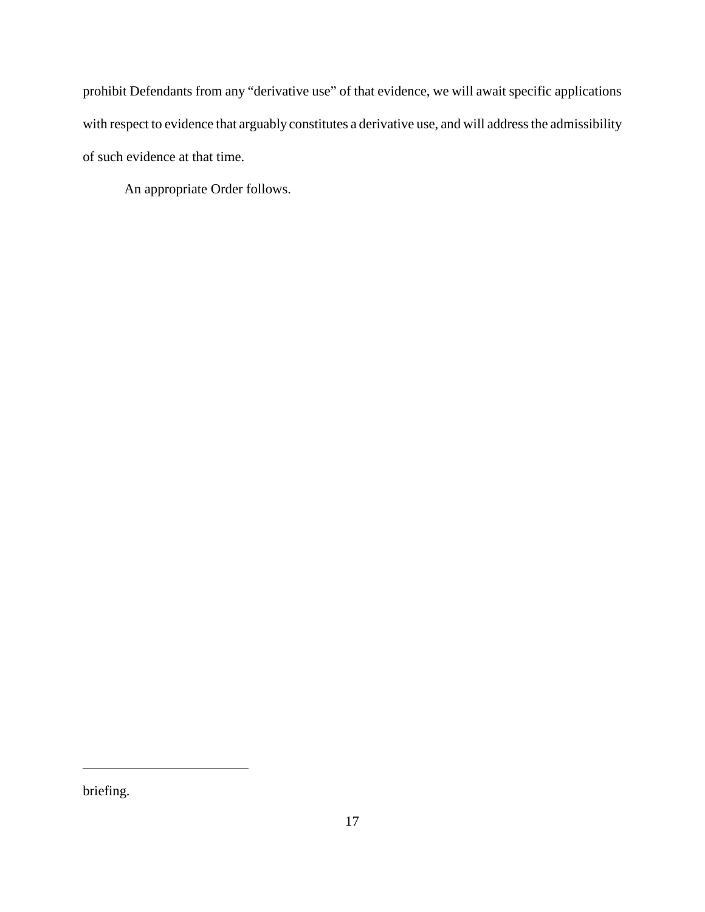prohibit Defendants from any "derivative use" of that evidence, we will await specific applications with respect to evidence that arguably constitutes a derivative use, and will address the admissibility of such evidence at that time.

An appropriate Order follows.

---

briefing.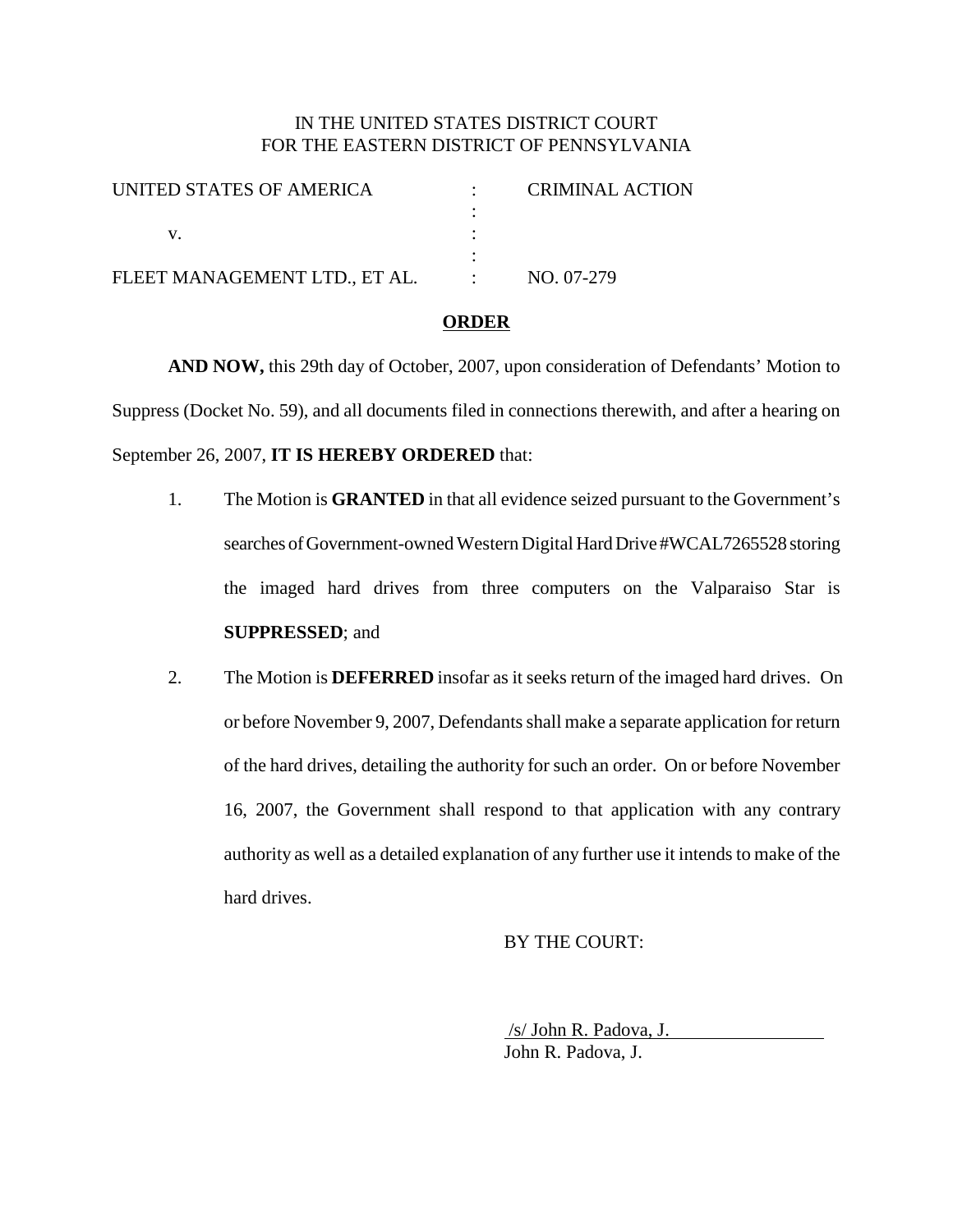IN THE UNITED STATES DISTRICT COURT
FOR THE EASTERN DISTRICT OF PENNSYLVANIA

| | | |
|---|---|---|
| UNITED STATES OF AMERICA | : | CRIMINAL ACTION |
| | : | |
| v. | : | |
| | : | |
| FLEET MANAGEMENT LTD., ET AL. | : | NO. 07-279 |

## ORDER

**AND NOW,** this 29th day of October, 2007, upon consideration of Defendants' Motion to Suppress (Docket No. 59), and all documents filed in connections therewith, and after a hearing on September 26, 2007, **IT IS HEREBY ORDERED** that:

1. The Motion is **GRANTED** in that all evidence seized pursuant to the Government's searches of Government-owned Western Digital Hard Drive #WCAL7265528 storing the imaged hard drives from three computers on the Valparaiso Star is **SUPPRESSED**; and

2. The Motion is **DEFERRED** insofar as it seeks return of the imaged hard drives. On or before November 9, 2007, Defendants shall make a separate application for return of the hard drives, detailing the authority for such an order. On or before November 16, 2007, the Government shall respond to that application with any contrary authority as well as a detailed explanation of any further use it intends to make of the hard drives.

BY THE COURT:

/s/ John R. Padova, J.
John R. Padova, J.